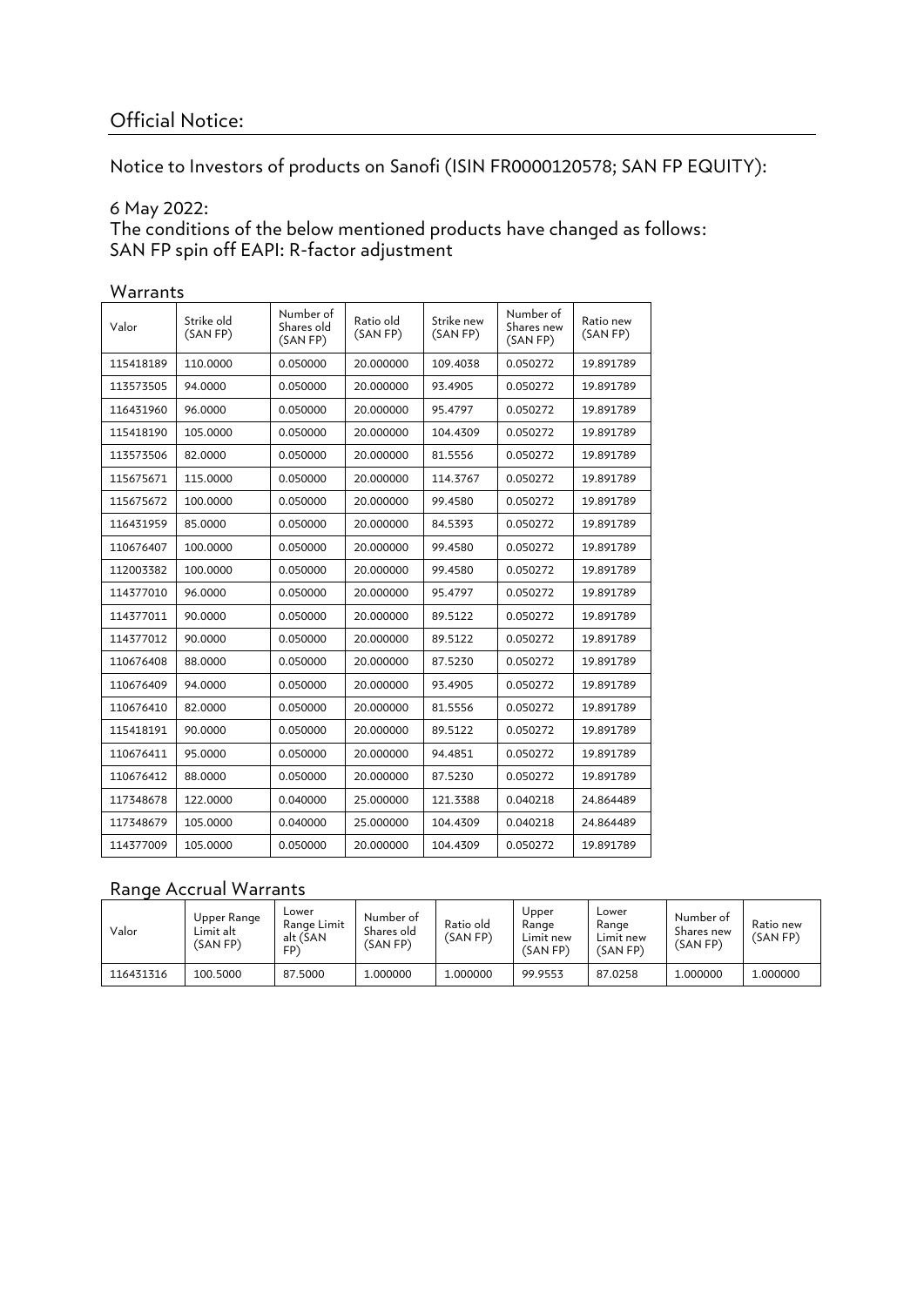## Official Notice:

Notice to Investors of products on Sanofi (ISIN FR0000120578; SAN FP EQUITY):

6 May 2022:
The conditions of the below mentioned products have changed as follows:
SAN FP spin off EAPI: R-factor adjustment

### Warrants

| Valor | Strike old (SAN FP) | Number of Shares old (SAN FP) | Ratio old (SAN FP) | Strike new (SAN FP) | Number of Shares new (SAN FP) | Ratio new (SAN FP) |
|---|---|---|---|---|---|---|
| 115418189 | 110.0000 | 0.050000 | 20.000000 | 109.4038 | 0.050272 | 19.891789 |
| 113573505 | 94.0000 | 0.050000 | 20.000000 | 93.4905 | 0.050272 | 19.891789 |
| 116431960 | 96.0000 | 0.050000 | 20.000000 | 95.4797 | 0.050272 | 19.891789 |
| 115418190 | 105.0000 | 0.050000 | 20.000000 | 104.4309 | 0.050272 | 19.891789 |
| 113573506 | 82.0000 | 0.050000 | 20.000000 | 81.5556 | 0.050272 | 19.891789 |
| 115675671 | 115.0000 | 0.050000 | 20.000000 | 114.3767 | 0.050272 | 19.891789 |
| 115675672 | 100.0000 | 0.050000 | 20.000000 | 99.4580 | 0.050272 | 19.891789 |
| 116431959 | 85.0000 | 0.050000 | 20.000000 | 84.5393 | 0.050272 | 19.891789 |
| 110676407 | 100.0000 | 0.050000 | 20.000000 | 99.4580 | 0.050272 | 19.891789 |
| 112003382 | 100.0000 | 0.050000 | 20.000000 | 99.4580 | 0.050272 | 19.891789 |
| 114377010 | 96.0000 | 0.050000 | 20.000000 | 95.4797 | 0.050272 | 19.891789 |
| 114377011 | 90.0000 | 0.050000 | 20.000000 | 89.5122 | 0.050272 | 19.891789 |
| 114377012 | 90.0000 | 0.050000 | 20.000000 | 89.5122 | 0.050272 | 19.891789 |
| 110676408 | 88.0000 | 0.050000 | 20.000000 | 87.5230 | 0.050272 | 19.891789 |
| 110676409 | 94.0000 | 0.050000 | 20.000000 | 93.4905 | 0.050272 | 19.891789 |
| 110676410 | 82.0000 | 0.050000 | 20.000000 | 81.5556 | 0.050272 | 19.891789 |
| 115418191 | 90.0000 | 0.050000 | 20.000000 | 89.5122 | 0.050272 | 19.891789 |
| 110676411 | 95.0000 | 0.050000 | 20.000000 | 94.4851 | 0.050272 | 19.891789 |
| 110676412 | 88.0000 | 0.050000 | 20.000000 | 87.5230 | 0.050272 | 19.891789 |
| 117348678 | 122.0000 | 0.040000 | 25.000000 | 121.3388 | 0.040218 | 24.864489 |
| 117348679 | 105.0000 | 0.040000 | 25.000000 | 104.4309 | 0.040218 | 24.864489 |
| 114377009 | 105.0000 | 0.050000 | 20.000000 | 104.4309 | 0.050272 | 19.891789 |

### Range Accrual Warrants

| Valor | Upper Range Limit alt (SAN FP) | Lower Range Limit alt (SAN FP) | Number of Shares old (SAN FP) | Ratio old (SAN FP) | Upper Range Limit new (SAN FP) | Lower Range Limit new (SAN FP) | Number of Shares new (SAN FP) | Ratio new (SAN FP) |
|---|---|---|---|---|---|---|---|---|
| 116431316 | 100.5000 | 87.5000 | 1.000000 | 1.000000 | 99.9553 | 87.0258 | 1.000000 | 1.000000 |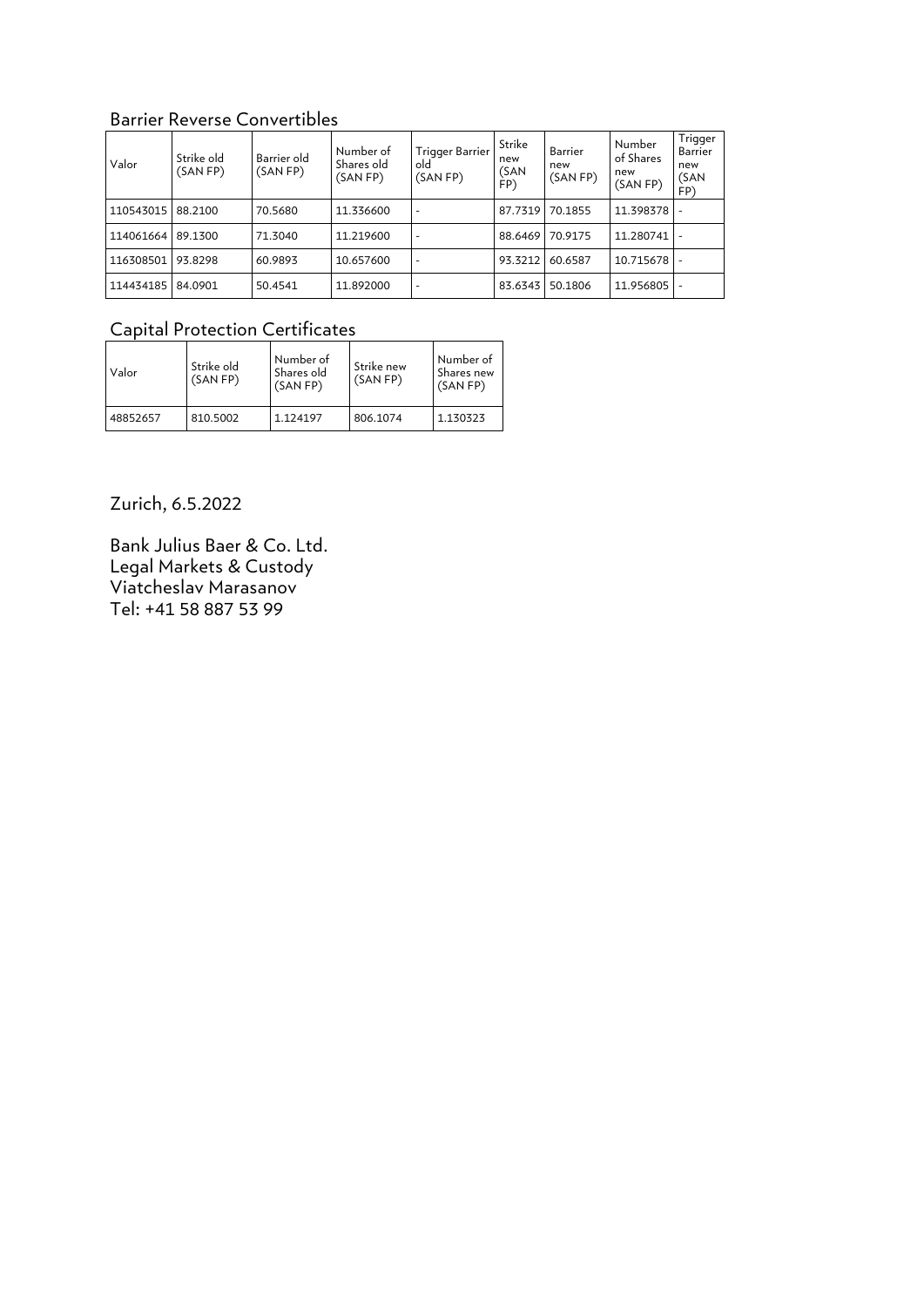## Barrier Reverse Convertibles

| Valor | Strike old (SAN FP) | Barrier old (SAN FP) | Number of Shares old (SAN FP) | Trigger Barrier old (SAN FP) | Strike new (SAN FP) | Barrier new (SAN FP) | Number of Shares new (SAN FP) | Trigger Barrier new (SAN FP) |
|---|---|---|---|---|---|---|---|---|
| 110543015 | 88.2100 | 70.5680 | 11.336600 | - | 87.7319 | 70.1855 | 11.398378 | - |
| 114061664 | 89.1300 | 71.3040 | 11.219600 | - | 88.6469 | 70.9175 | 11.280741 | - |
| 116308501 | 93.8298 | 60.9893 | 10.657600 | - | 93.3212 | 60.6587 | 10.715678 | - |
| 114434185 | 84.0901 | 50.4541 | 11.892000 | - | 83.6343 | 50.1806 | 11.956805 | - |

## Capital Protection Certificates

| Valor | Strike old (SAN FP) | Number of Shares old (SAN FP) | Strike new (SAN FP) | Number of Shares new (SAN FP) |
|---|---|---|---|---|
| 48852657 | 810.5002 | 1.124197 | 806.1074 | 1.130323 |

Zurich, 6.5.2022

Bank Julius Baer & Co. Ltd.
Legal Markets & Custody
Viatcheslav Marasanov
Tel: +41 58 887 53 99